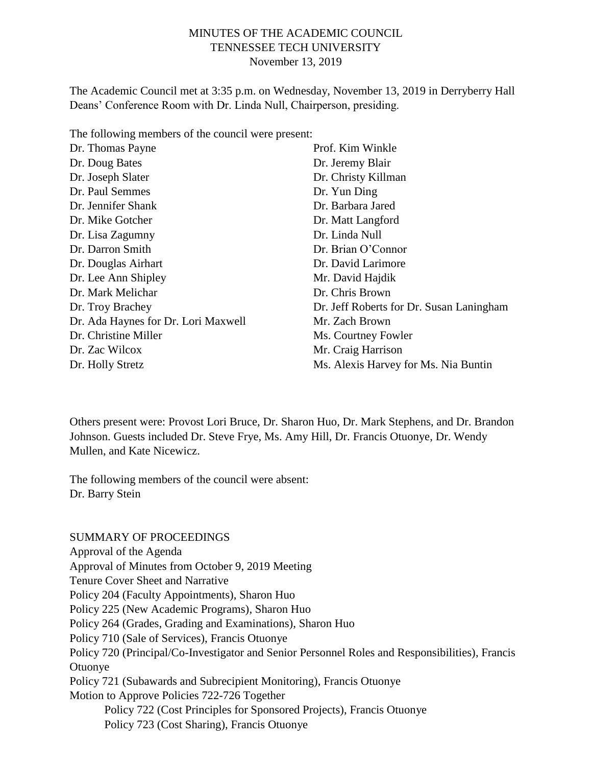# MINUTES OF THE ACADEMIC COUNCIL
## TENNESSEE TECH UNIVERSITY
### November 13, 2019

The Academic Council met at 3:35 p.m. on Wednesday, November 13, 2019 in Derryberry Hall Deans' Conference Room with Dr. Linda Null, Chairperson, presiding.

The following members of the council were present:

Dr. Thomas Payne
Dr. Doug Bates
Dr. Joseph Slater
Dr. Paul Semmes
Dr. Jennifer Shank
Dr. Mike Gotcher
Dr. Lisa Zagumny
Dr. Darron Smith
Dr. Douglas Airhart
Dr. Lee Ann Shipley
Dr. Mark Melichar
Dr. Troy Brachey
Dr. Ada Haynes for Dr. Lori Maxwell
Dr. Christine Miller
Dr. Zac Wilcox
Dr. Holly Stretz
Prof. Kim Winkle
Dr. Jeremy Blair
Dr. Christy Killman
Dr. Yun Ding
Dr. Barbara Jared
Dr. Matt Langford
Dr. Linda Null
Dr. Brian O'Connor
Dr. David Larimore
Mr. David Hajdik
Dr. Chris Brown
Dr. Jeff Roberts for Dr. Susan Laningham
Mr. Zach Brown
Ms. Courtney Fowler
Mr. Craig Harrison
Ms. Alexis Harvey for Ms. Nia Buntin

Others present were: Provost Lori Bruce, Dr. Sharon Huo, Dr. Mark Stephens, and Dr. Brandon Johnson. Guests included Dr. Steve Frye, Ms. Amy Hill, Dr. Francis Otuonye, Dr. Wendy Mullen, and Kate Nicewicz.

The following members of the council were absent:
Dr. Barry Stein

SUMMARY OF PROCEEDINGS

Approval of the Agenda
Approval of Minutes from October 9, 2019 Meeting
Tenure Cover Sheet and Narrative
Policy 204 (Faculty Appointments), Sharon Huo
Policy 225 (New Academic Programs), Sharon Huo
Policy 264 (Grades, Grading and Examinations), Sharon Huo
Policy 710 (Sale of Services), Francis Otuonye
Policy 720 (Principal/Co-Investigator and Senior Personnel Roles and Responsibilities), Francis Otuonye
Policy 721 (Subawards and Subrecipient Monitoring), Francis Otuonye
Motion to Approve Policies 722-726 Together
- Policy 722 (Cost Principles for Sponsored Projects), Francis Otuonye
- Policy 723 (Cost Sharing), Francis Otuonye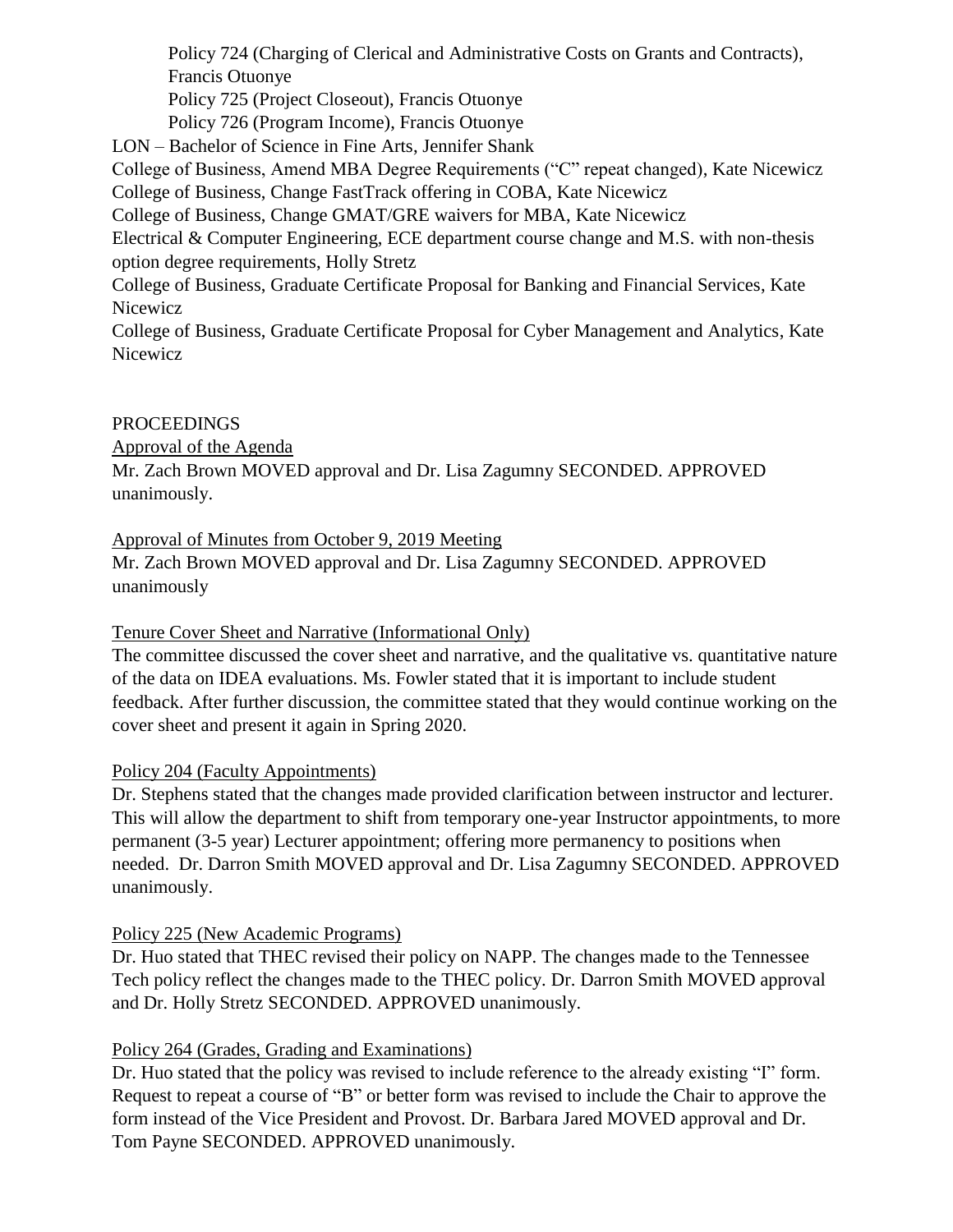Policy 724 (Charging of Clerical and Administrative Costs on Grants and Contracts), Francis Otuonye

Policy 725 (Project Closeout), Francis Otuonye

Policy 726 (Program Income), Francis Otuonye

LON – Bachelor of Science in Fine Arts, Jennifer Shank

College of Business, Amend MBA Degree Requirements ("C" repeat changed), Kate Nicewicz

College of Business, Change FastTrack offering in COBA, Kate Nicewicz

College of Business, Change GMAT/GRE waivers for MBA, Kate Nicewicz

Electrical & Computer Engineering, ECE department course change and M.S. with non-thesis option degree requirements, Holly Stretz

College of Business, Graduate Certificate Proposal for Banking and Financial Services, Kate Nicewicz

College of Business, Graduate Certificate Proposal for Cyber Management and Analytics, Kate Nicewicz

## PROCEEDINGS

Approval of the Agenda

Mr. Zach Brown MOVED approval and Dr. Lisa Zagumny SECONDED. APPROVED unanimously.

Approval of Minutes from October 9, 2019 Meeting

Mr. Zach Brown MOVED approval and Dr. Lisa Zagumny SECONDED. APPROVED unanimously

Tenure Cover Sheet and Narrative (Informational Only)

The committee discussed the cover sheet and narrative, and the qualitative vs. quantitative nature of the data on IDEA evaluations. Ms. Fowler stated that it is important to include student feedback. After further discussion, the committee stated that they would continue working on the cover sheet and present it again in Spring 2020.

Policy 204 (Faculty Appointments)

Dr. Stephens stated that the changes made provided clarification between instructor and lecturer. This will allow the department to shift from temporary one-year Instructor appointments, to more permanent (3-5 year) Lecturer appointment; offering more permanency to positions when needed. Dr. Darron Smith MOVED approval and Dr. Lisa Zagumny SECONDED. APPROVED unanimously.

Policy 225 (New Academic Programs)

Dr. Huo stated that THEC revised their policy on NAPP. The changes made to the Tennessee Tech policy reflect the changes made to the THEC policy. Dr. Darron Smith MOVED approval and Dr. Holly Stretz SECONDED. APPROVED unanimously.

Policy 264 (Grades, Grading and Examinations)

Dr. Huo stated that the policy was revised to include reference to the already existing "I" form. Request to repeat a course of "B" or better form was revised to include the Chair to approve the form instead of the Vice President and Provost. Dr. Barbara Jared MOVED approval and Dr. Tom Payne SECONDED. APPROVED unanimously.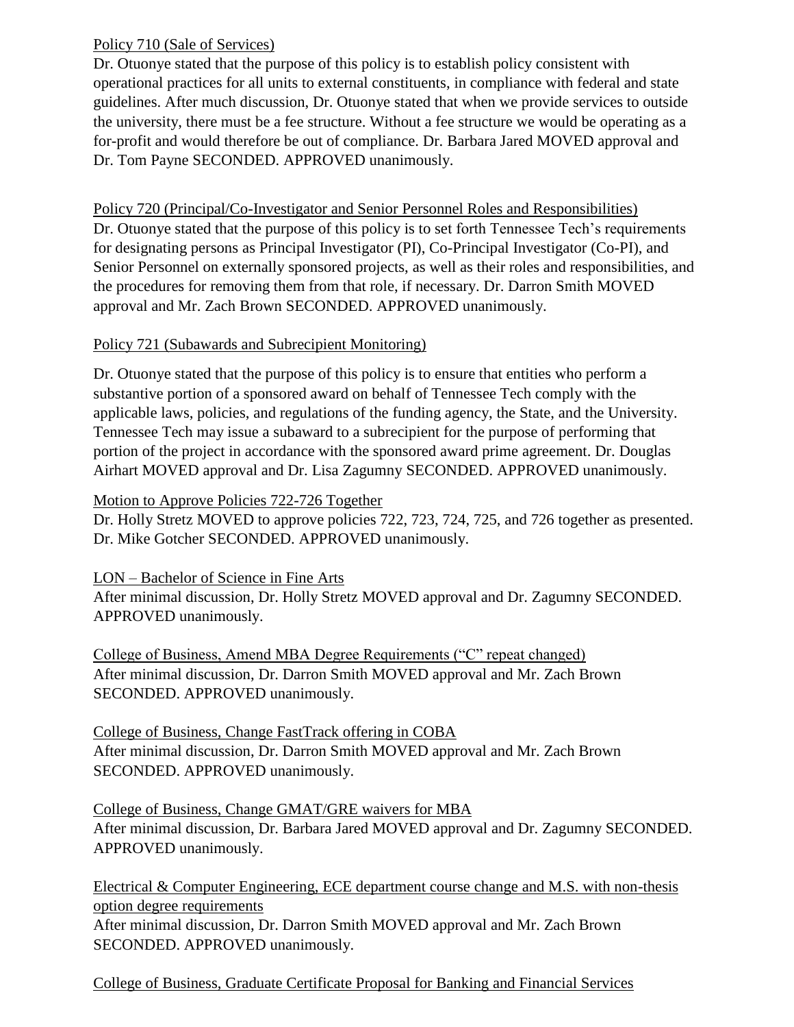Policy 710 (Sale of Services)

Dr. Otuonye stated that the purpose of this policy is to establish policy consistent with operational practices for all units to external constituents, in compliance with federal and state guidelines. After much discussion, Dr. Otuonye stated that when we provide services to outside the university, there must be a fee structure. Without a fee structure we would be operating as a for-profit and would therefore be out of compliance. Dr. Barbara Jared MOVED approval and Dr. Tom Payne SECONDED. APPROVED unanimously.

Policy 720 (Principal/Co-Investigator and Senior Personnel Roles and Responsibilities)

Dr. Otuonye stated that the purpose of this policy is to set forth Tennessee Tech's requirements for designating persons as Principal Investigator (PI), Co-Principal Investigator (Co-PI), and Senior Personnel on externally sponsored projects, as well as their roles and responsibilities, and the procedures for removing them from that role, if necessary. Dr. Darron Smith MOVED approval and Mr. Zach Brown SECONDED. APPROVED unanimously.

Policy 721 (Subawards and Subrecipient Monitoring)

Dr. Otuonye stated that the purpose of this policy is to ensure that entities who perform a substantive portion of a sponsored award on behalf of Tennessee Tech comply with the applicable laws, policies, and regulations of the funding agency, the State, and the University. Tennessee Tech may issue a subaward to a subrecipient for the purpose of performing that portion of the project in accordance with the sponsored award prime agreement. Dr. Douglas Airhart MOVED approval and Dr. Lisa Zagumny SECONDED. APPROVED unanimously.

Motion to Approve Policies 722-726 Together

Dr. Holly Stretz MOVED to approve policies 722, 723, 724, 725, and 726 together as presented. Dr. Mike Gotcher SECONDED. APPROVED unanimously.

LON – Bachelor of Science in Fine Arts

After minimal discussion, Dr. Holly Stretz MOVED approval and Dr. Zagumny SECONDED. APPROVED unanimously.

College of Business, Amend MBA Degree Requirements ("C" repeat changed)

After minimal discussion, Dr. Darron Smith MOVED approval and Mr. Zach Brown SECONDED. APPROVED unanimously.

College of Business, Change FastTrack offering in COBA

After minimal discussion, Dr. Darron Smith MOVED approval and Mr. Zach Brown SECONDED. APPROVED unanimously.

College of Business, Change GMAT/GRE waivers for MBA

After minimal discussion, Dr. Barbara Jared MOVED approval and Dr. Zagumny SECONDED. APPROVED unanimously.

Electrical & Computer Engineering, ECE department course change and M.S. with non-thesis option degree requirements

After minimal discussion, Dr. Darron Smith MOVED approval and Mr. Zach Brown SECONDED. APPROVED unanimously.

College of Business, Graduate Certificate Proposal for Banking and Financial Services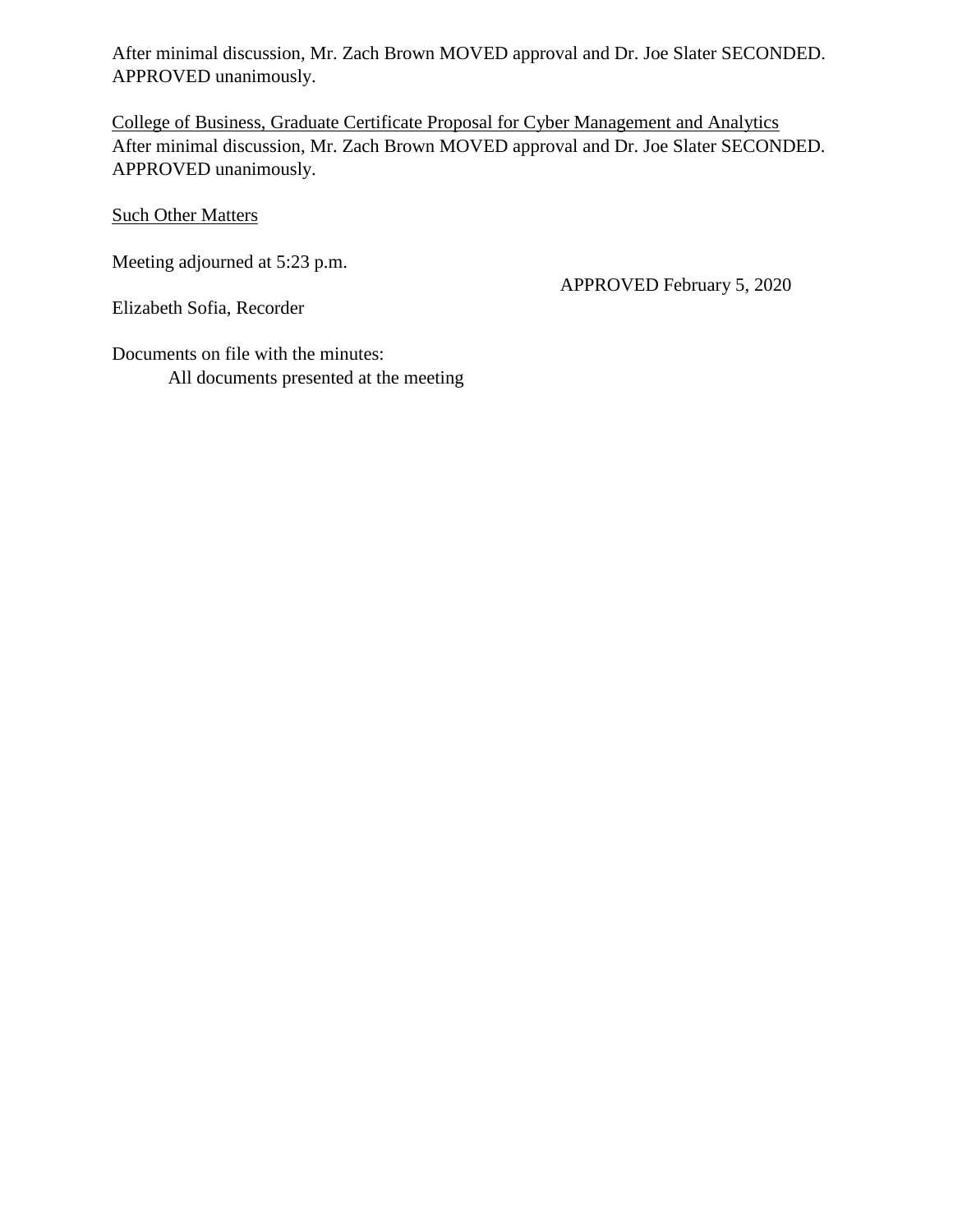After minimal discussion, Mr. Zach Brown MOVED approval and Dr. Joe Slater SECONDED. APPROVED unanimously.

College of Business, Graduate Certificate Proposal for Cyber Management and Analytics
After minimal discussion, Mr. Zach Brown MOVED approval and Dr. Joe Slater SECONDED. APPROVED unanimously.

Such Other Matters

Meeting adjourned at 5:23 p.m.

APPROVED February 5, 2020

Elizabeth Sofia, Recorder

Documents on file with the minutes:
All documents presented at the meeting